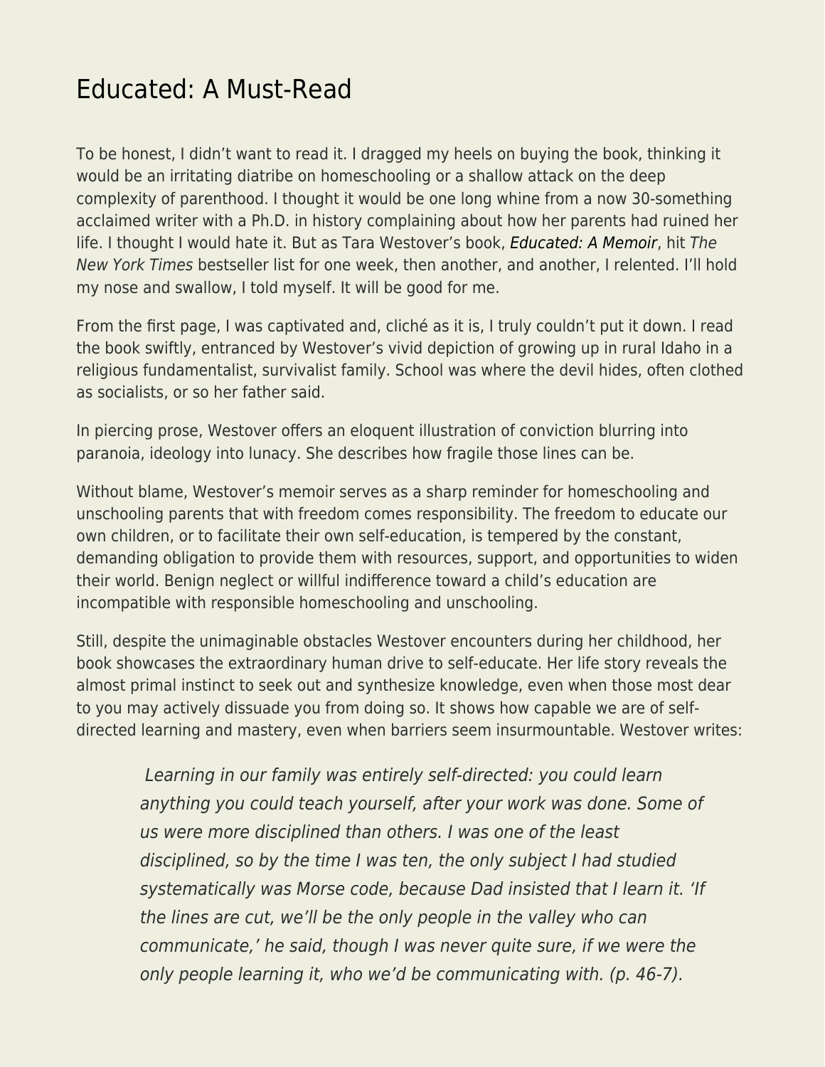# Educated: A Must-Read

To be honest, I didn't want to read it. I dragged my heels on buying the book, thinking it would be an irritating diatribe on homeschooling or a shallow attack on the deep complexity of parenthood. I thought it would be one long whine from a now 30-something acclaimed writer with a Ph.D. in history complaining about how her parents had ruined her life. I thought I would hate it. But as Tara Westover's book, *Educated: A Memoir*, hit *The New York Times* bestseller list for one week, then another, and another, I relented. I'll hold my nose and swallow, I told myself. It will be good for me.

From the first page, I was captivated and, cliché as it is, I truly couldn't put it down. I read the book swiftly, entranced by Westover's vivid depiction of growing up in rural Idaho in a religious fundamentalist, survivalist family. School was where the devil hides, often clothed as socialists, or so her father said.

In piercing prose, Westover offers an eloquent illustration of conviction blurring into paranoia, ideology into lunacy. She describes how fragile those lines can be.

Without blame, Westover's memoir serves as a sharp reminder for homeschooling and unschooling parents that with freedom comes responsibility. The freedom to educate our own children, or to facilitate their own self-education, is tempered by the constant, demanding obligation to provide them with resources, support, and opportunities to widen their world. Benign neglect or willful indifference toward a child's education are incompatible with responsible homeschooling and unschooling.

Still, despite the unimaginable obstacles Westover encounters during her childhood, her book showcases the extraordinary human drive to self-educate. Her life story reveals the almost primal instinct to seek out and synthesize knowledge, even when those most dear to you may actively dissuade you from doing so. It shows how capable we are of self-directed learning and mastery, even when barriers seem insurmountable. Westover writes:

> *Learning in our family was entirely self-directed: you could learn anything you could teach yourself, after your work was done. Some of us were more disciplined than others. I was one of the least disciplined, so by the time I was ten, the only subject I had studied systematically was Morse code, because Dad insisted that I learn it. 'If the lines are cut, we'll be the only people in the valley who can communicate,' he said, though I was never quite sure, if we were the only people learning it, who we'd be communicating with. (p. 46-7).*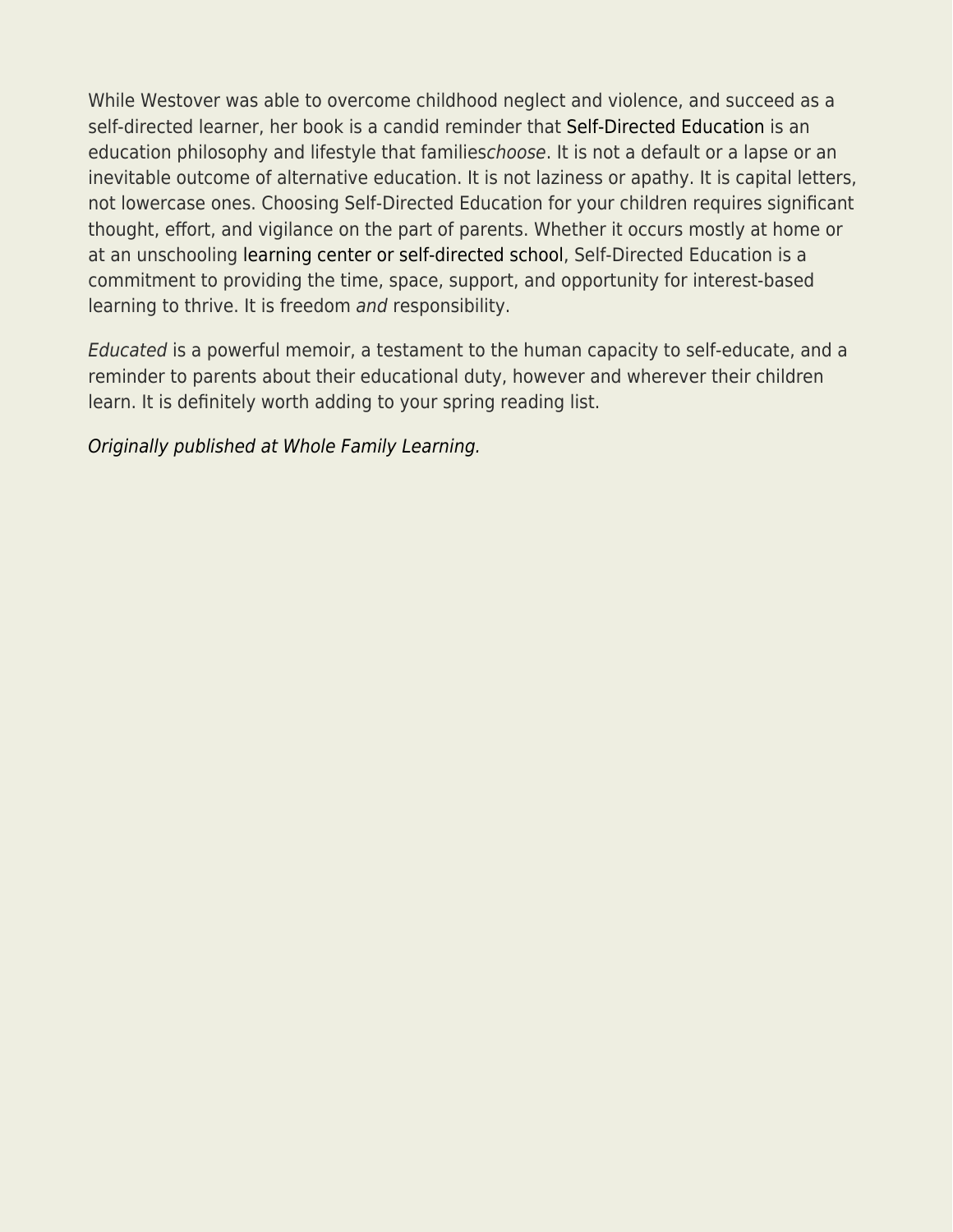While Westover was able to overcome childhood neglect and violence, and succeed as a self-directed learner, her book is a candid reminder that Self-Directed Education is an education philosophy and lifestyle that families*choose*. It is not a default or a lapse or an inevitable outcome of alternative education. It is not laziness or apathy. It is capital letters, not lowercase ones. Choosing Self-Directed Education for your children requires significant thought, effort, and vigilance on the part of parents. Whether it occurs mostly at home or at an unschooling learning center or self-directed school, Self-Directed Education is a commitment to providing the time, space, support, and opportunity for interest-based learning to thrive. It is freedom *and* responsibility.

*Educated* is a powerful memoir, a testament to the human capacity to self-educate, and a reminder to parents about their educational duty, however and wherever their children learn. It is definitely worth adding to your spring reading list.

*Originally published at Whole Family Learning.*